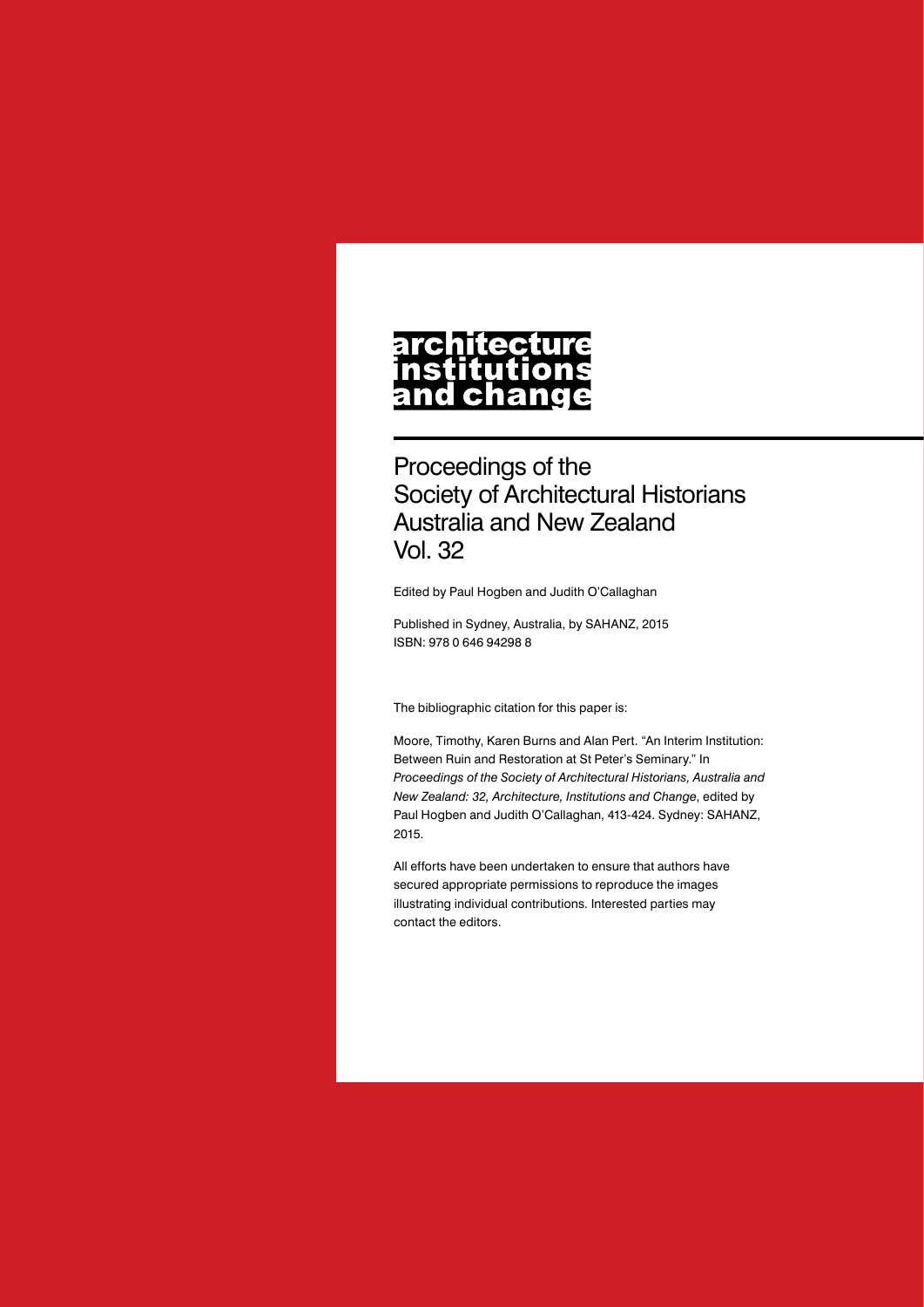# architecture institutions and change

## Proceedings of the Society of Architectural Historians Australia and New Zealand Vol. 32

Edited by Paul Hogben and Judith O'Callaghan

Published in Sydney, Australia, by SAHANZ, 2015
ISBN: 978 0 646 94298 8

The bibliographic citation for this paper is:

Moore, Timothy, Karen Burns and Alan Pert. "An Interim Institution: Between Ruin and Restoration at St Peter's Seminary." In *Proceedings of the Society of Architectural Historians, Australia and New Zealand: 32, Architecture, Institutions and Change*, edited by Paul Hogben and Judith O'Callaghan, 413-424. Sydney: SAHANZ, 2015.

All efforts have been undertaken to ensure that authors have secured appropriate permissions to reproduce the images illustrating individual contributions. Interested parties may contact the editors.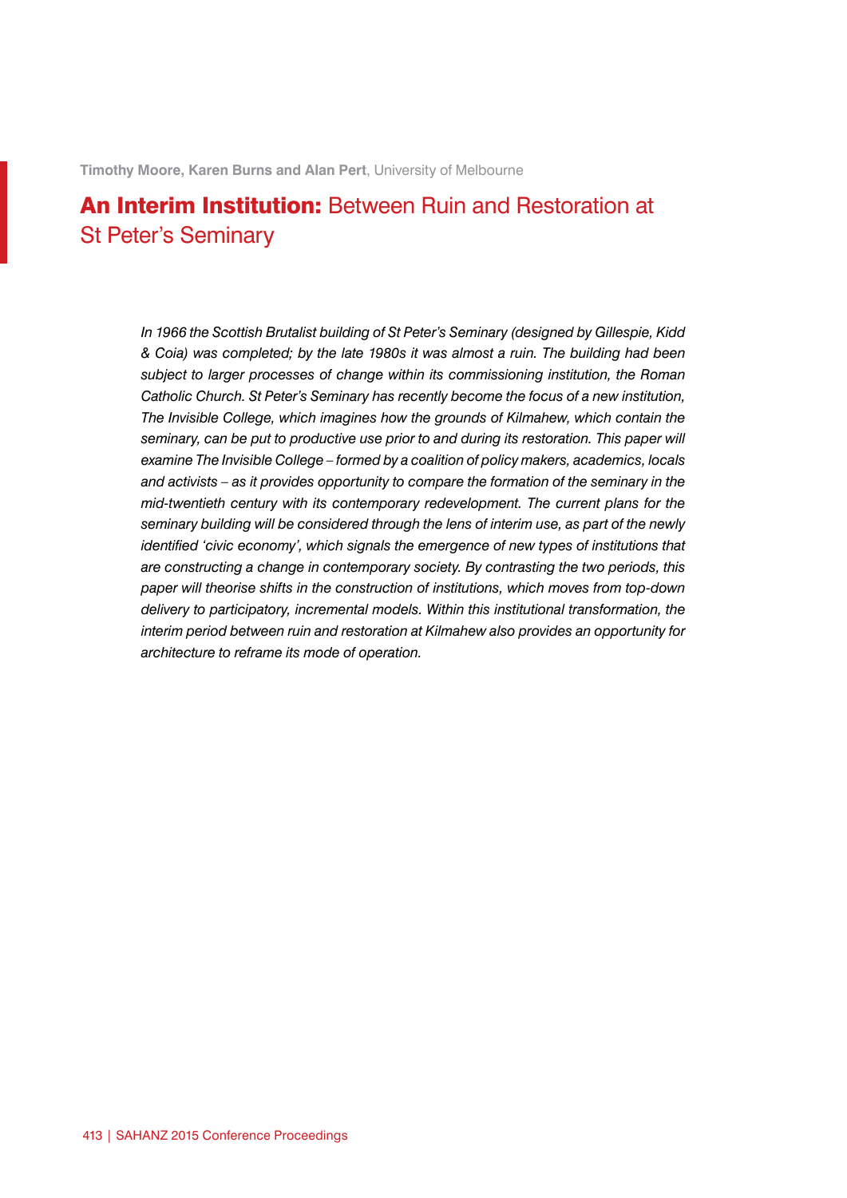**Timothy Moore, Karen Burns and Alan Pert**, University of Melbourne

# **An Interim Institution:** Between Ruin and Restoration at St Peter's Seminary

*In 1966 the Scottish Brutalist building of St Peter's Seminary (designed by Gillespie, Kidd & Coia) was completed; by the late 1980s it was almost a ruin. The building had been subject to larger processes of change within its commissioning institution, the Roman Catholic Church. St Peter's Seminary has recently become the focus of a new institution, The Invisible College, which imagines how the grounds of Kilmahew, which contain the seminary, can be put to productive use prior to and during its restoration. This paper will examine The Invisible College – formed by a coalition of policy makers, academics, locals and activists – as it provides opportunity to compare the formation of the seminary in the mid-twentieth century with its contemporary redevelopment. The current plans for the seminary building will be considered through the lens of interim use, as part of the newly identified 'civic economy', which signals the emergence of new types of institutions that are constructing a change in contemporary society. By contrasting the two periods, this paper will theorise shifts in the construction of institutions, which moves from top-down delivery to participatory, incremental models. Within this institutional transformation, the interim period between ruin and restoration at Kilmahew also provides an opportunity for architecture to reframe its mode of operation.*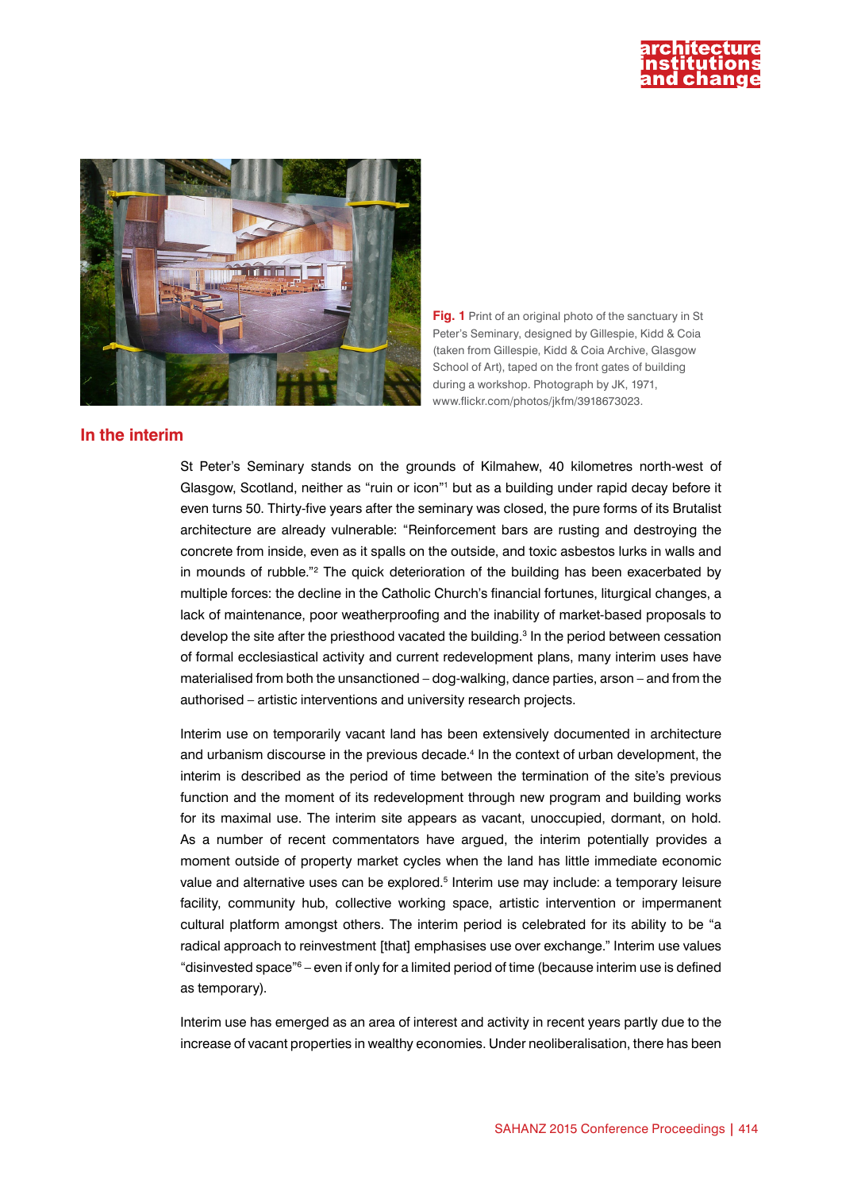**Fig. 1** Print of an original photo of the sanctuary in St Peter's Seminary, designed by Gillespie, Kidd & Coia (taken from Gillespie, Kidd & Coia Archive, Glasgow School of Art), taped on the front gates of building during a workshop. Photograph by JK, 1971, www.flickr.com/photos/jkfm/3918673023.

## In the interim

St Peter's Seminary stands on the grounds of Kilmahew, 40 kilometres north-west of Glasgow, Scotland, neither as "ruin or icon"[1] but as a building under rapid decay before it even turns 50. Thirty-five years after the seminary was closed, the pure forms of its Brutalist architecture are already vulnerable: "Reinforcement bars are rusting and destroying the concrete from inside, even as it spalls on the outside, and toxic asbestos lurks in walls and in mounds of rubble."[2] The quick deterioration of the building has been exacerbated by multiple forces: the decline in the Catholic Church's financial fortunes, liturgical changes, a lack of maintenance, poor weatherproofing and the inability of market-based proposals to develop the site after the priesthood vacated the building.[3] In the period between cessation of formal ecclesiastical activity and current redevelopment plans, many interim uses have materialised from both the unsanctioned – dog-walking, dance parties, arson – and from the authorised – artistic interventions and university research projects.

Interim use on temporarily vacant land has been extensively documented in architecture and urbanism discourse in the previous decade.[4] In the context of urban development, the interim is described as the period of time between the termination of the site's previous function and the moment of its redevelopment through new program and building works for its maximal use. The interim site appears as vacant, unoccupied, dormant, on hold. As a number of recent commentators have argued, the interim potentially provides a moment outside of property market cycles when the land has little immediate economic value and alternative uses can be explored.[5] Interim use may include: a temporary leisure facility, community hub, collective working space, artistic intervention or impermanent cultural platform amongst others. The interim period is celebrated for its ability to be "a radical approach to reinvestment [that] emphasises use over exchange." Interim use values "disinvested space"[6] – even if only for a limited period of time (because interim use is defined as temporary).

Interim use has emerged as an area of interest and activity in recent years partly due to the increase of vacant properties in wealthy economies. Under neoliberalisation, there has been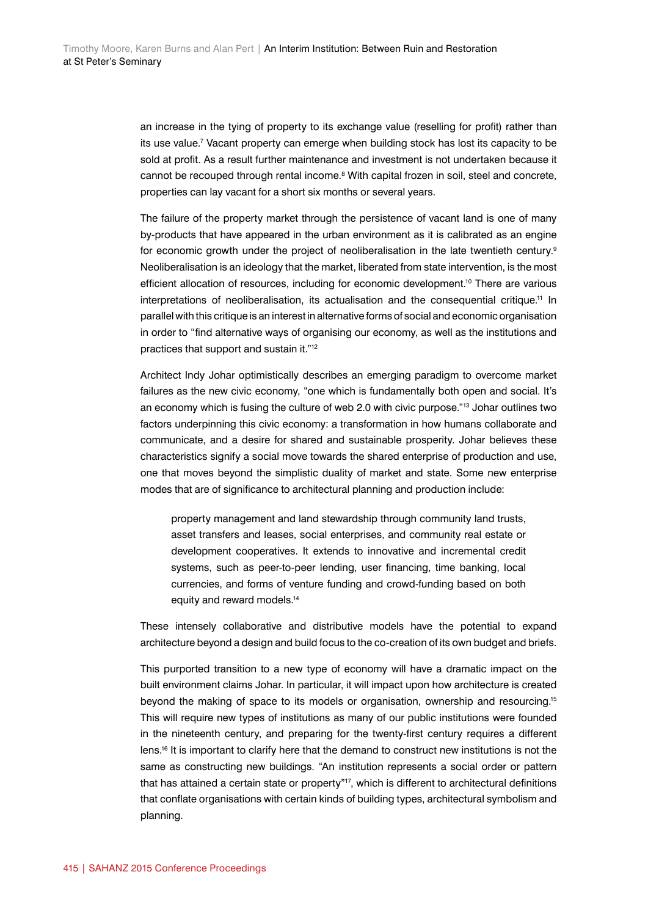an increase in the tying of property to its exchange value (reselling for profit) rather than its use value.[7] Vacant property can emerge when building stock has lost its capacity to be sold at profit. As a result further maintenance and investment is not undertaken because it cannot be recouped through rental income.[8] With capital frozen in soil, steel and concrete, properties can lay vacant for a short six months or several years.

The failure of the property market through the persistence of vacant land is one of many by-products that have appeared in the urban environment as it is calibrated as an engine for economic growth under the project of neoliberalisation in the late twentieth century.[9] Neoliberalisation is an ideology that the market, liberated from state intervention, is the most efficient allocation of resources, including for economic development.[10] There are various interpretations of neoliberalisation, its actualisation and the consequential critique.[11] In parallel with this critique is an interest in alternative forms of social and economic organisation in order to "find alternative ways of organising our economy, as well as the institutions and practices that support and sustain it."[12]

Architect Indy Johar optimistically describes an emerging paradigm to overcome market failures as the new civic economy, "one which is fundamentally both open and social. It's an economy which is fusing the culture of web 2.0 with civic purpose."[13] Johar outlines two factors underpinning this civic economy: a transformation in how humans collaborate and communicate, and a desire for shared and sustainable prosperity. Johar believes these characteristics signify a social move towards the shared enterprise of production and use, one that moves beyond the simplistic duality of market and state. Some new enterprise modes that are of significance to architectural planning and production include:

> property management and land stewardship through community land trusts, asset transfers and leases, social enterprises, and community real estate or development cooperatives. It extends to innovative and incremental credit systems, such as peer-to-peer lending, user financing, time banking, local currencies, and forms of venture funding and crowd-funding based on both equity and reward models.[14]

These intensely collaborative and distributive models have the potential to expand architecture beyond a design and build focus to the co-creation of its own budget and briefs.

This purported transition to a new type of economy will have a dramatic impact on the built environment claims Johar. In particular, it will impact upon how architecture is created beyond the making of space to its models or organisation, ownership and resourcing.[15] This will require new types of institutions as many of our public institutions were founded in the nineteenth century, and preparing for the twenty-first century requires a different lens.[16] It is important to clarify here that the demand to construct new institutions is not the same as constructing new buildings. "An institution represents a social order or pattern that has attained a certain state or property"[17], which is different to architectural definitions that conflate organisations with certain kinds of building types, architectural symbolism and planning.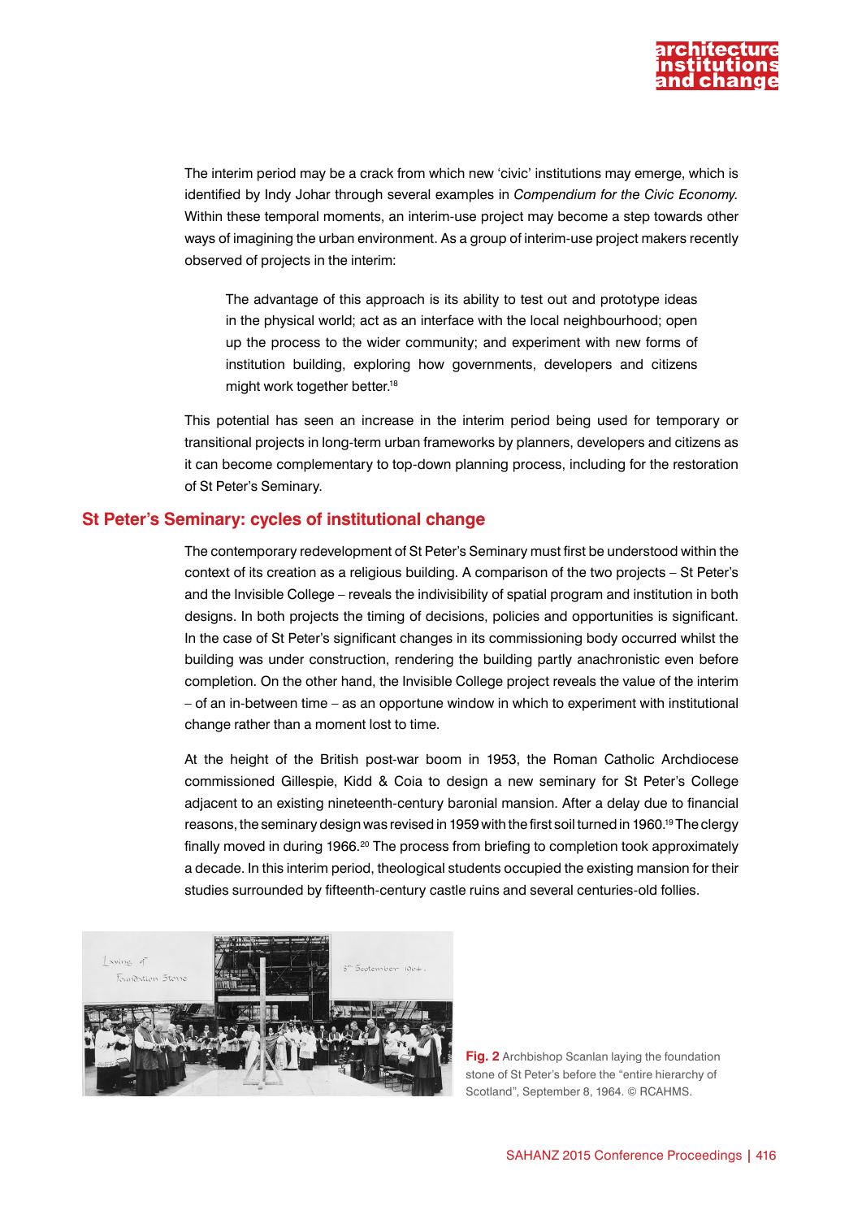The interim period may be a crack from which new 'civic' institutions may emerge, which is identified by Indy Johar through several examples in *Compendium for the Civic Economy.* Within these temporal moments, an interim-use project may become a step towards other ways of imagining the urban environment. As a group of interim-use project makers recently observed of projects in the interim:

> The advantage of this approach is its ability to test out and prototype ideas in the physical world; act as an interface with the local neighbourhood; open up the process to the wider community; and experiment with new forms of institution building, exploring how governments, developers and citizens might work together better.[18]

This potential has seen an increase in the interim period being used for temporary or transitional projects in long-term urban frameworks by planners, developers and citizens as it can become complementary to top-down planning process, including for the restoration of St Peter's Seminary.

## St Peter's Seminary: cycles of institutional change

The contemporary redevelopment of St Peter's Seminary must first be understood within the context of its creation as a religious building. A comparison of the two projects – St Peter's and the Invisible College – reveals the indivisibility of spatial program and institution in both designs. In both projects the timing of decisions, policies and opportunities is significant. In the case of St Peter's significant changes in its commissioning body occurred whilst the building was under construction, rendering the building partly anachronistic even before completion. On the other hand, the Invisible College project reveals the value of the interim – of an in-between time – as an opportune window in which to experiment with institutional change rather than a moment lost to time.

At the height of the British post-war boom in 1953, the Roman Catholic Archdiocese commissioned Gillespie, Kidd & Coia to design a new seminary for St Peter's College adjacent to an existing nineteenth-century baronial mansion. After a delay due to financial reasons, the seminary design was revised in 1959 with the first soil turned in 1960.[19] The clergy finally moved in during 1966.[20] The process from briefing to completion took approximately a decade. In this interim period, theological students occupied the existing mansion for their studies surrounded by fifteenth-century castle ruins and several centuries-old follies.

**Fig. 2** Archbishop Scanlan laying the foundation stone of St Peter's before the "entire hierarchy of Scotland", September 8, 1964. © RCAHMS.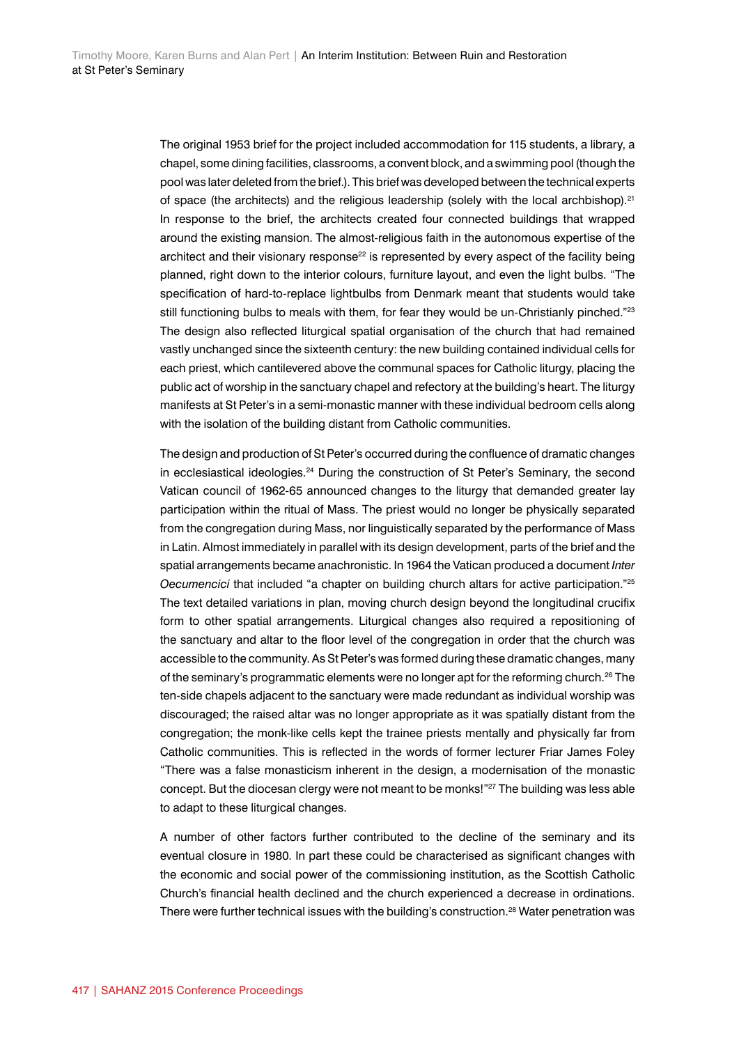The original 1953 brief for the project included accommodation for 115 students, a library, a chapel, some dining facilities, classrooms, a convent block, and a swimming pool (though the pool was later deleted from the brief.) This brief was developed between the technical experts of space (the architects) and the religious leadership (solely with the local archbishop).[21] In response to the brief, the architects created four connected buildings that wrapped around the existing mansion. The almost-religious faith in the autonomous expertise of the architect and their visionary response[22] is represented by every aspect of the facility being planned, right down to the interior colours, furniture layout, and even the light bulbs. "The specification of hard-to-replace lightbulbs from Denmark meant that students would take still functioning bulbs to meals with them, for fear they would be un-Christianly pinched."[23] The design also reflected liturgical spatial organisation of the church that had remained vastly unchanged since the sixteenth century: the new building contained individual cells for each priest, which cantilevered above the communal spaces for Catholic liturgy, placing the public act of worship in the sanctuary chapel and refectory at the building's heart. The liturgy manifests at St Peter's in a semi-monastic manner with these individual bedroom cells along with the isolation of the building distant from Catholic communities.

The design and production of St Peter's occurred during the confluence of dramatic changes in ecclesiastical ideologies.[24] During the construction of St Peter's Seminary, the second Vatican council of 1962-65 announced changes to the liturgy that demanded greater lay participation within the ritual of Mass. The priest would no longer be physically separated from the congregation during Mass, nor linguistically separated by the performance of Mass in Latin. Almost immediately in parallel with its design development, parts of the brief and the spatial arrangements became anachronistic. In 1964 the Vatican produced a document *Inter Oecumencici* that included "a chapter on building church altars for active participation."[25] The text detailed variations in plan, moving church design beyond the longitudinal crucifix form to other spatial arrangements. Liturgical changes also required a repositioning of the sanctuary and altar to the floor level of the congregation in order that the church was accessible to the community. As St Peter's was formed during these dramatic changes, many of the seminary's programmatic elements were no longer apt for the reforming church.[26] The ten-side chapels adjacent to the sanctuary were made redundant as individual worship was discouraged; the raised altar was no longer appropriate as it was spatially distant from the congregation; the monk-like cells kept the trainee priests mentally and physically far from Catholic communities. This is reflected in the words of former lecturer Friar James Foley "There was a false monasticism inherent in the design, a modernisation of the monastic concept. But the diocesan clergy were not meant to be monks!"[27] The building was less able to adapt to these liturgical changes.

A number of other factors further contributed to the decline of the seminary and its eventual closure in 1980. In part these could be characterised as significant changes with the economic and social power of the commissioning institution, as the Scottish Catholic Church's financial health declined and the church experienced a decrease in ordinations. There were further technical issues with the building's construction.[28] Water penetration was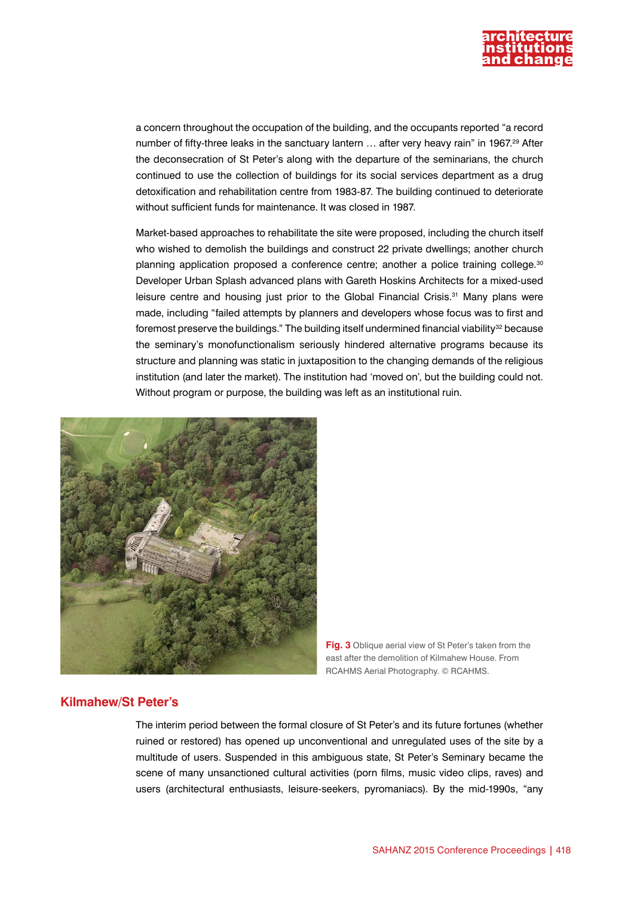a concern throughout the occupation of the building, and the occupants reported “a record number of fifty-three leaks in the sanctuary lantern … after very heavy rain” in 1967.[29] After the deconsecration of St Peter’s along with the departure of the seminarians, the church continued to use the collection of buildings for its social services department as a drug detoxification and rehabilitation centre from 1983-87. The building continued to deteriorate without sufficient funds for maintenance. It was closed in 1987.

Market-based approaches to rehabilitate the site were proposed, including the church itself who wished to demolish the buildings and construct 22 private dwellings; another church planning application proposed a conference centre; another a police training college.[30] Developer Urban Splash advanced plans with Gareth Hoskins Architects for a mixed-used leisure centre and housing just prior to the Global Financial Crisis.[31] Many plans were made, including “failed attempts by planners and developers whose focus was to first and foremost preserve the buildings.” The building itself undermined financial viability[32] because the seminary’s monofunctionalism seriously hindered alternative programs because its structure and planning was static in juxtaposition to the changing demands of the religious institution (and later the market). The institution had ‘moved on’, but the building could not. Without program or purpose, the building was left as an institutional ruin.

**Fig. 3** Oblique aerial view of St Peter’s taken from the east after the demolition of Kilmahew House. From RCAHMS Aerial Photography. © RCAHMS.

## Kilmahew/St Peter’s

The interim period between the formal closure of St Peter’s and its future fortunes (whether ruined or restored) has opened up unconventional and unregulated uses of the site by a multitude of users. Suspended in this ambiguous state, St Peter’s Seminary became the scene of many unsanctioned cultural activities (porn films, music video clips, raves) and users (architectural enthusiasts, leisure-seekers, pyromaniacs). By the mid-1990s, “any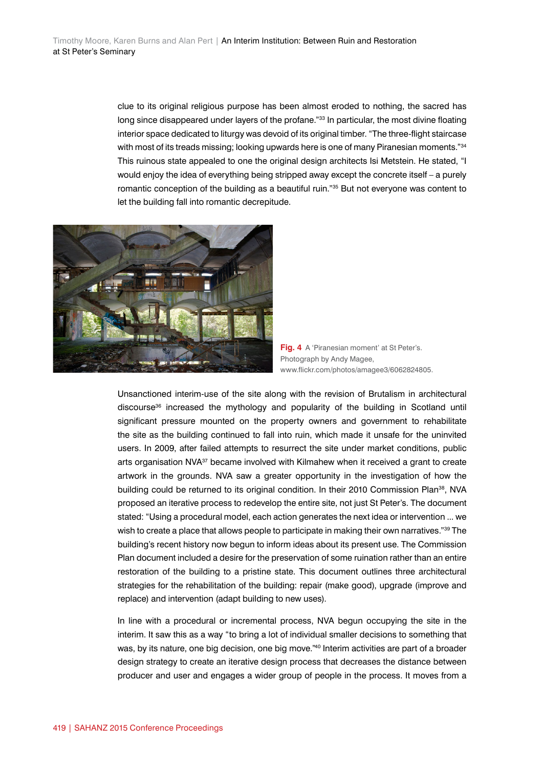clue to its original religious purpose has been almost eroded to nothing, the sacred has long since disappeared under layers of the profane."[33] In particular, the most divine floating interior space dedicated to liturgy was devoid of its original timber. "The three-flight staircase with most of its treads missing; looking upwards here is one of many Piranesian moments."[34] This ruinous state appealed to one the original design architects Isi Metstein. He stated, "I would enjoy the idea of everything being stripped away except the concrete itself – a purely romantic conception of the building as a beautiful ruin."[35] But not everyone was content to let the building fall into romantic decrepitude.

**Fig. 4** A 'Piranesian moment' at St Peter's. Photograph by Andy Magee, www.flickr.com/photos/amagee3/6062824805.

Unsanctioned interim-use of the site along with the revision of Brutalism in architectural discourse[36] increased the mythology and popularity of the building in Scotland until significant pressure mounted on the property owners and government to rehabilitate the site as the building continued to fall into ruin, which made it unsafe for the uninvited users. In 2009, after failed attempts to resurrect the site under market conditions, public arts organisation NVA[37] became involved with Kilmahew when it received a grant to create artwork in the grounds. NVA saw a greater opportunity in the investigation of how the building could be returned to its original condition. In their 2010 Commission Plan[38], NVA proposed an iterative process to redevelop the entire site, not just St Peter's. The document stated: "Using a procedural model, each action generates the next idea or intervention ... we wish to create a place that allows people to participate in making their own narratives."[39] The building's recent history now begun to inform ideas about its present use. The Commission Plan document included a desire for the preservation of some ruination rather than an entire restoration of the building to a pristine state. This document outlines three architectural strategies for the rehabilitation of the building: repair (make good), upgrade (improve and replace) and intervention (adapt building to new uses).

In line with a procedural or incremental process, NVA begun occupying the site in the interim. It saw this as a way "to bring a lot of individual smaller decisions to something that was, by its nature, one big decision, one big move."[40] Interim activities are part of a broader design strategy to create an iterative design process that decreases the distance between producer and user and engages a wider group of people in the process. It moves from a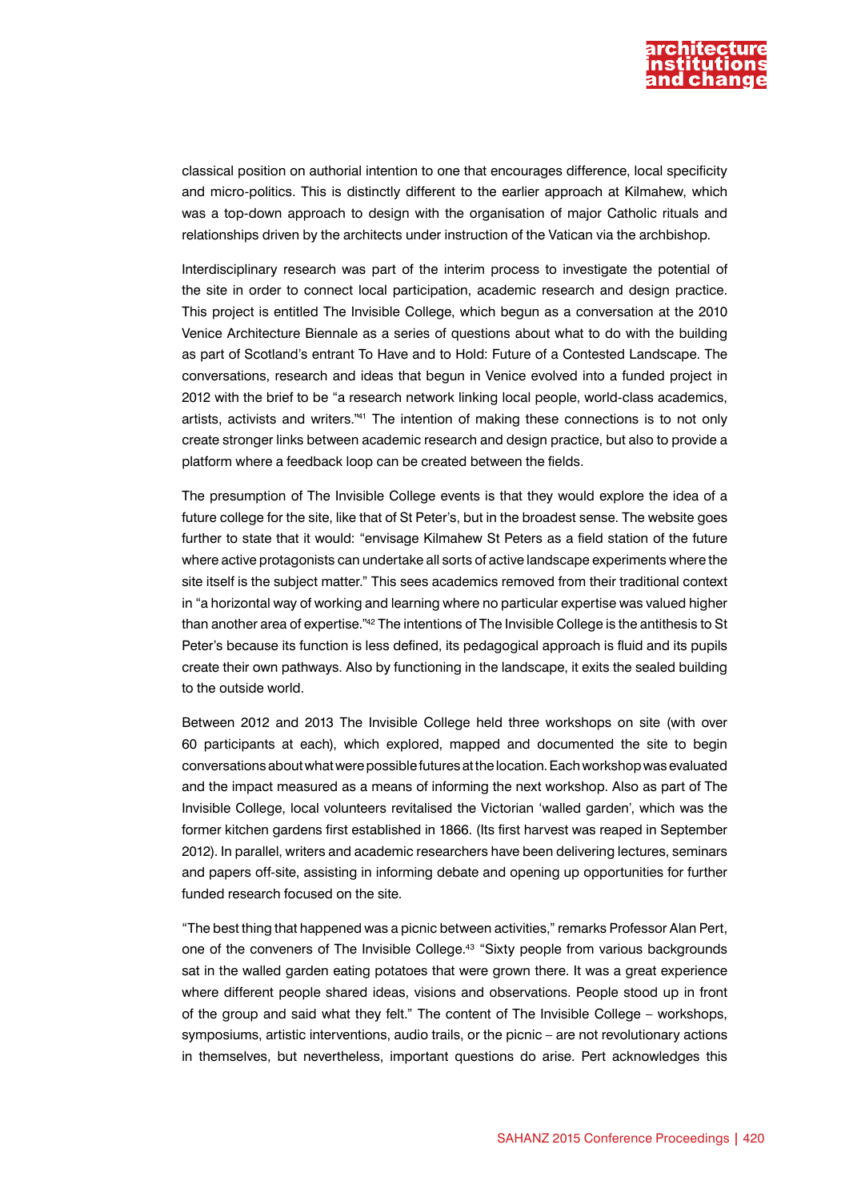classical position on authorial intention to one that encourages difference, local specificity and micro-politics. This is distinctly different to the earlier approach at Kilmahew, which was a top-down approach to design with the organisation of major Catholic rituals and relationships driven by the architects under instruction of the Vatican via the archbishop.

Interdisciplinary research was part of the interim process to investigate the potential of the site in order to connect local participation, academic research and design practice. This project is entitled The Invisible College, which begun as a conversation at the 2010 Venice Architecture Biennale as a series of questions about what to do with the building as part of Scotland's entrant To Have and to Hold: Future of a Contested Landscape. The conversations, research and ideas that begun in Venice evolved into a funded project in 2012 with the brief to be "a research network linking local people, world-class academics, artists, activists and writers."[41] The intention of making these connections is to not only create stronger links between academic research and design practice, but also to provide a platform where a feedback loop can be created between the fields.

The presumption of The Invisible College events is that they would explore the idea of a future college for the site, like that of St Peter's, but in the broadest sense. The website goes further to state that it would: "envisage Kilmahew St Peters as a field station of the future where active protagonists can undertake all sorts of active landscape experiments where the site itself is the subject matter." This sees academics removed from their traditional context in "a horizontal way of working and learning where no particular expertise was valued higher than another area of expertise."[42] The intentions of The Invisible College is the antithesis to St Peter's because its function is less defined, its pedagogical approach is fluid and its pupils create their own pathways. Also by functioning in the landscape, it exits the sealed building to the outside world.

Between 2012 and 2013 The Invisible College held three workshops on site (with over 60 participants at each), which explored, mapped and documented the site to begin conversations about what were possible futures at the location. Each workshop was evaluated and the impact measured as a means of informing the next workshop. Also as part of The Invisible College, local volunteers revitalised the Victorian 'walled garden', which was the former kitchen gardens first established in 1866. (Its first harvest was reaped in September 2012). In parallel, writers and academic researchers have been delivering lectures, seminars and papers off-site, assisting in informing debate and opening up opportunities for further funded research focused on the site.

"The best thing that happened was a picnic between activities," remarks Professor Alan Pert, one of the conveners of The Invisible College.[43] "Sixty people from various backgrounds sat in the walled garden eating potatoes that were grown there. It was a great experience where different people shared ideas, visions and observations. People stood up in front of the group and said what they felt." The content of The Invisible College – workshops, symposiums, artistic interventions, audio trails, or the picnic – are not revolutionary actions in themselves, but nevertheless, important questions do arise. Pert acknowledges this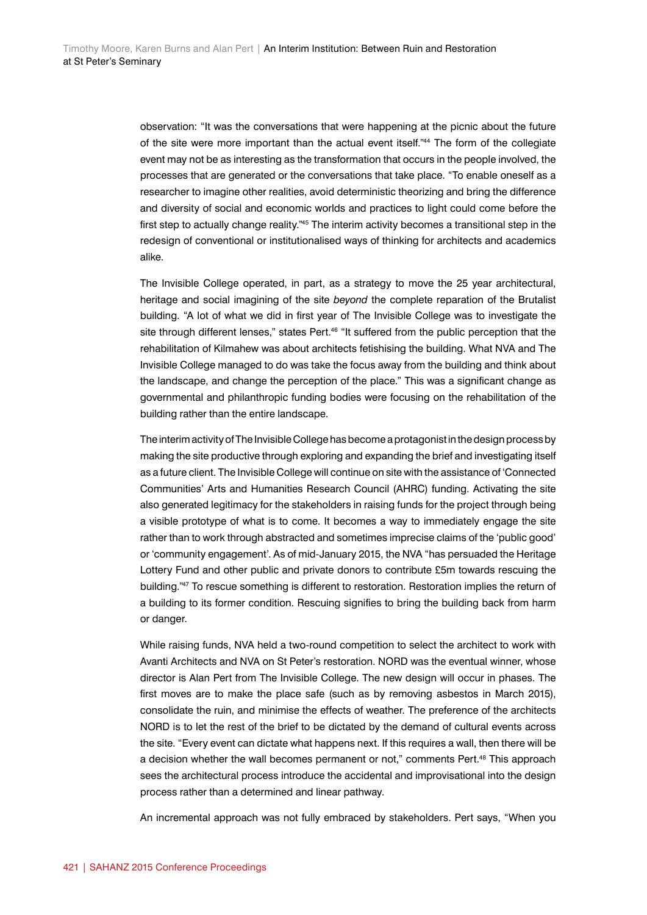observation: "It was the conversations that were happening at the picnic about the future of the site were more important than the actual event itself."[44] The form of the collegiate event may not be as interesting as the transformation that occurs in the people involved, the processes that are generated or the conversations that take place. "To enable oneself as a researcher to imagine other realities, avoid deterministic theorizing and bring the difference and diversity of social and economic worlds and practices to light could come before the first step to actually change reality."[45] The interim activity becomes a transitional step in the redesign of conventional or institutionalised ways of thinking for architects and academics alike.

The Invisible College operated, in part, as a strategy to move the 25 year architectural, heritage and social imagining of the site *beyond* the complete reparation of the Brutalist building. "A lot of what we did in first year of The Invisible College was to investigate the site through different lenses," states Pert.[46] "It suffered from the public perception that the rehabilitation of Kilmahew was about architects fetishising the building. What NVA and The Invisible College managed to do was take the focus away from the building and think about the landscape, and change the perception of the place." This was a significant change as governmental and philanthropic funding bodies were focusing on the rehabilitation of the building rather than the entire landscape.

The interim activity of The Invisible College has become a protagonist in the design process by making the site productive through exploring and expanding the brief and investigating itself as a future client. The Invisible College will continue on site with the assistance of 'Connected Communities' Arts and Humanities Research Council (AHRC) funding. Activating the site also generated legitimacy for the stakeholders in raising funds for the project through being a visible prototype of what is to come. It becomes a way to immediately engage the site rather than to work through abstracted and sometimes imprecise claims of the 'public good' or 'community engagement'. As of mid-January 2015, the NVA "has persuaded the Heritage Lottery Fund and other public and private donors to contribute £5m towards rescuing the building."[47] To rescue something is different to restoration. Restoration implies the return of a building to its former condition. Rescuing signifies to bring the building back from harm or danger.

While raising funds, NVA held a two-round competition to select the architect to work with Avanti Architects and NVA on St Peter's restoration. NORD was the eventual winner, whose director is Alan Pert from The Invisible College. The new design will occur in phases. The first moves are to make the place safe (such as by removing asbestos in March 2015), consolidate the ruin, and minimise the effects of weather. The preference of the architects NORD is to let the rest of the brief to be dictated by the demand of cultural events across the site. "Every event can dictate what happens next. If this requires a wall, then there will be a decision whether the wall becomes permanent or not," comments Pert.[48] This approach sees the architectural process introduce the accidental and improvisational into the design process rather than a determined and linear pathway.

An incremental approach was not fully embraced by stakeholders. Pert says, "When you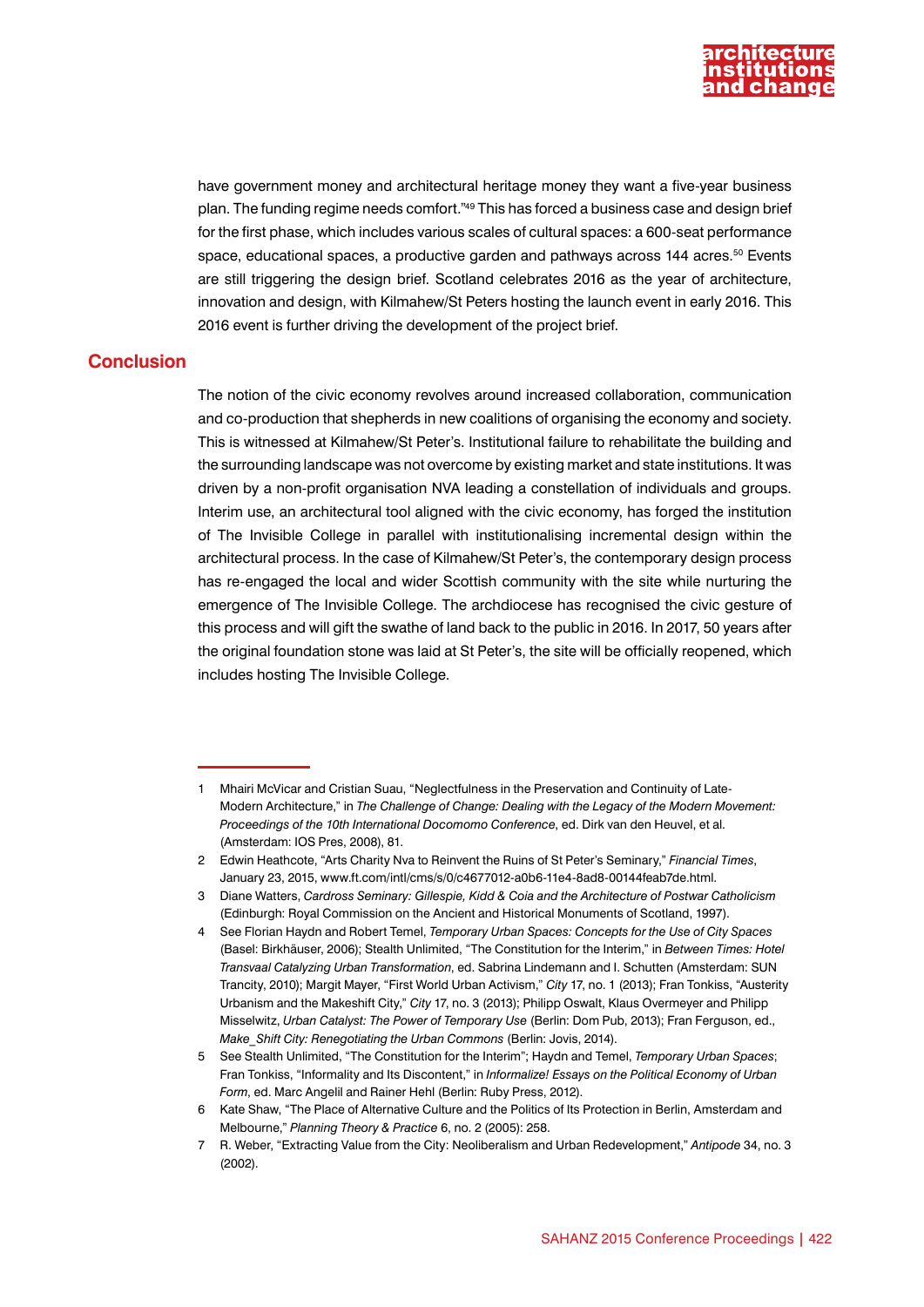have government money and architectural heritage money they want a five-year business plan. The funding regime needs comfort."[49] This has forced a business case and design brief for the first phase, which includes various scales of cultural spaces: a 600-seat performance space, educational spaces, a productive garden and pathways across 144 acres.[50] Events are still triggering the design brief. Scotland celebrates 2016 as the year of architecture, innovation and design, with Kilmahew/St Peters hosting the launch event in early 2016. This 2016 event is further driving the development of the project brief.

## Conclusion

The notion of the civic economy revolves around increased collaboration, communication and co-production that shepherds in new coalitions of organising the economy and society. This is witnessed at Kilmahew/St Peter's. Institutional failure to rehabilitate the building and the surrounding landscape was not overcome by existing market and state institutions. It was driven by a non-profit organisation NVA leading a constellation of individuals and groups. Interim use, an architectural tool aligned with the civic economy, has forged the institution of The Invisible College in parallel with institutionalising incremental design within the architectural process. In the case of Kilmahew/St Peter's, the contemporary design process has re-engaged the local and wider Scottish community with the site while nurturing the emergence of The Invisible College. The archdiocese has recognised the civic gesture of this process and will gift the swathe of land back to the public in 2016. In 2017, 50 years after the original foundation stone was laid at St Peter's, the site will be officially reopened, which includes hosting The Invisible College.

---

1 Mhairi McVicar and Cristian Suau, "Neglectfulness in the Preservation and Continuity of Late-Modern Architecture," in *The Challenge of Change: Dealing with the Legacy of the Modern Movement: Proceedings of the 10th International Docomomo Conference*, ed. Dirk van den Heuvel, et al. (Amsterdam: IOS Pres, 2008), 81.

2 Edwin Heathcote, "Arts Charity Nva to Reinvent the Ruins of St Peter's Seminary," *Financial Times*, January 23, 2015, www.ft.com/intl/cms/s/0/c4677012-a0b6-11e4-8ad8-00144feab7de.html.

3 Diane Watters, *Cardross Seminary: Gillespie, Kidd & Coia and the Architecture of Postwar Catholicism* (Edinburgh: Royal Commission on the Ancient and Historical Monuments of Scotland, 1997).

4 See Florian Haydn and Robert Temel, *Temporary Urban Spaces: Concepts for the Use of City Spaces* (Basel: Birkhäuser, 2006); Stealth Unlimited, "The Constitution for the Interim," in *Between Times: Hotel Transvaal Catalyzing Urban Transformation*, ed. Sabrina Lindemann and I. Schutten (Amsterdam: SUN Trancity, 2010); Margit Mayer, "First World Urban Activism," *City* 17, no. 1 (2013); Fran Tonkiss, "Austerity Urbanism and the Makeshift City," *City* 17, no. 3 (2013); Philipp Oswalt, Klaus Overmeyer and Philipp Misselwitz, *Urban Catalyst: The Power of Temporary Use* (Berlin: Dom Pub, 2013); Fran Ferguson, ed., *Make_Shift City: Renegotiating the Urban Commons* (Berlin: Jovis, 2014).

5 See Stealth Unlimited, "The Constitution for the Interim"; Haydn and Temel, *Temporary Urban Spaces*; Fran Tonkiss, "Informality and Its Discontent," in *Informalize! Essays on the Political Economy of Urban Form*, ed. Marc Angelil and Rainer Hehl (Berlin: Ruby Press, 2012).

6 Kate Shaw, "The Place of Alternative Culture and the Politics of Its Protection in Berlin, Amsterdam and Melbourne," *Planning Theory & Practice* 6, no. 2 (2005): 258.

7 R. Weber, "Extracting Value from the City: Neoliberalism and Urban Redevelopment," *Antipode* 34, no. 3 (2002).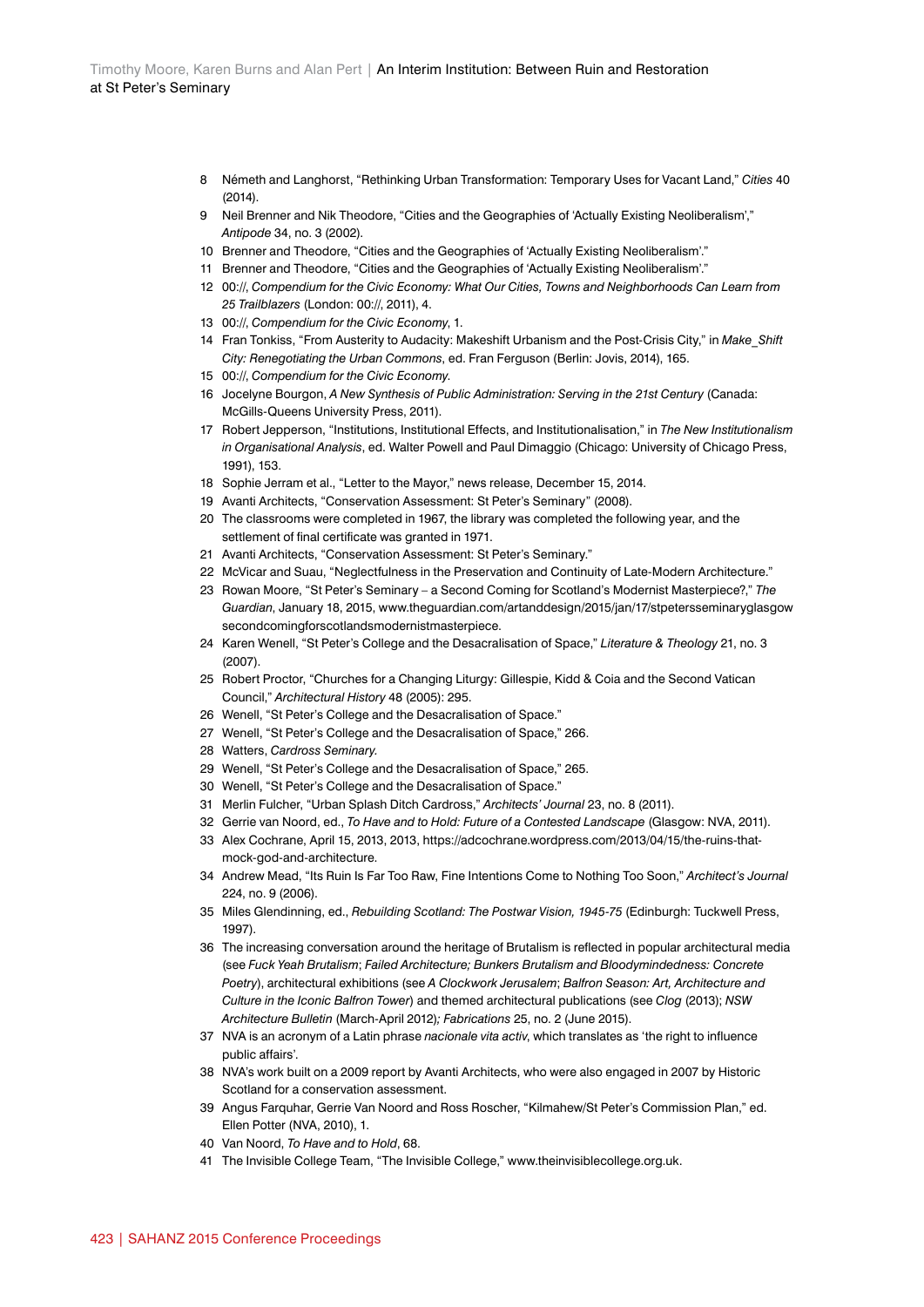8 Németh and Langhorst, "Rethinking Urban Transformation: Temporary Uses for Vacant Land," *Cities* 40 (2014).

9 Neil Brenner and Nik Theodore, "Cities and the Geographies of 'Actually Existing Neoliberalism'," *Antipode* 34, no. 3 (2002).

10 Brenner and Theodore, "Cities and the Geographies of 'Actually Existing Neoliberalism'."

11 Brenner and Theodore, "Cities and the Geographies of 'Actually Existing Neoliberalism'."

12 00:/​/, *Compendium for the Civic Economy: What Our Cities, Towns and Neighborhoods Can Learn from 25 Trailblazers* (London: 00:/​/, 2011), 4.

13 00:/​/, *Compendium for the Civic Economy*, 1.

14 Fran Tonkiss, "From Austerity to Audacity: Makeshift Urbanism and the Post-Crisis City," in *Make_Shift City: Renegotiating the Urban Commons*, ed. Fran Ferguson (Berlin: Jovis, 2014), 165.

15 00:/​/, *Compendium for the Civic Economy*.

16 Jocelyne Bourgon, *A New Synthesis of Public Administration: Serving in the 21st Century* (Canada: McGills-Queens University Press, 2011).

17 Robert Jepperson, "Institutions, Institutional Effects, and Institutionalisation," in *The New Institutionalism in Organisational Analysis*, ed. Walter Powell and Paul Dimaggio (Chicago: University of Chicago Press, 1991), 153.

18 Sophie Jerram et al., "Letter to the Mayor," news release, December 15, 2014.

19 Avanti Architects, "Conservation Assessment: St Peter's Seminary" (2008).

20 The classrooms were completed in 1967, the library was completed the following year, and the settlement of final certificate was granted in 1971.

21 Avanti Architects, "Conservation Assessment: St Peter's Seminary."

22 McVicar and Suau, "Neglectfulness in the Preservation and Continuity of Late-Modern Architecture."

23 Rowan Moore, "St Peter's Seminary – a Second Coming for Scotland's Modernist Masterpiece?," *The Guardian*, January 18, 2015, www.theguardian.com/artanddesign/2015/jan/17/stpetersseminaryglasgow secondcomingforscotlandsmodernistmasterpiece.

24 Karen Wenell, "St Peter's College and the Desacralisation of Space," *Literature & Theology* 21, no. 3 (2007).

25 Robert Proctor, "Churches for a Changing Liturgy: Gillespie, Kidd & Coia and the Second Vatican Council," *Architectural History* 48 (2005): 295.

26 Wenell, "St Peter's College and the Desacralisation of Space."

27 Wenell, "St Peter's College and the Desacralisation of Space," 266.

28 Watters, *Cardross Seminary*.

29 Wenell, "St Peter's College and the Desacralisation of Space," 265.

30 Wenell, "St Peter's College and the Desacralisation of Space."

31 Merlin Fulcher, "Urban Splash Ditch Cardross," *Architects' Journal* 23, no. 8 (2011).

32 Gerrie van Noord, ed., *To Have and to Hold: Future of a Contested Landscape* (Glasgow: NVA, 2011).

33 Alex Cochrane, April 15, 2013, 2013, https://adcochrane.wordpress.com/2013/04/15/the-ruins-that-mock-god-and-architecture.

34 Andrew Mead, "Its Ruin Is Far Too Raw, Fine Intentions Come to Nothing Too Soon," *Architect's Journal* 224, no. 9 (2006).

35 Miles Glendinning, ed., *Rebuilding Scotland: The Postwar Vision, 1945-75* (Edinburgh: Tuckwell Press, 1997).

36 The increasing conversation around the heritage of Brutalism is reflected in popular architectural media (see *Fuck Yeah Brutalism*; *Failed Architecture; Bunkers Brutalism and Bloodymindedness: Concrete Poetry*), architectural exhibitions (see *A Clockwork Jerusalem*; *Balfron Season: Art, Architecture and Culture in the Iconic Balfron Tower*) and themed architectural publications (see *Clog* (2013); *NSW Architecture Bulletin* (March-April 2012)*; Fabrications* 25, no. 2 (June 2015).

37 NVA is an acronym of a Latin phrase *nacionale vita activ*, which translates as 'the right to influence public affairs'.

38 NVA's work built on a 2009 report by Avanti Architects, who were also engaged in 2007 by Historic Scotland for a conservation assessment.

39 Angus Farquhar, Gerrie Van Noord and Ross Roscher, "Kilmahew/St Peter's Commission Plan," ed. Ellen Potter (NVA, 2010), 1.

40 Van Noord, *To Have and to Hold*, 68.

41 The Invisible College Team, "The Invisible College," www.theinvisiblecollege.org.uk.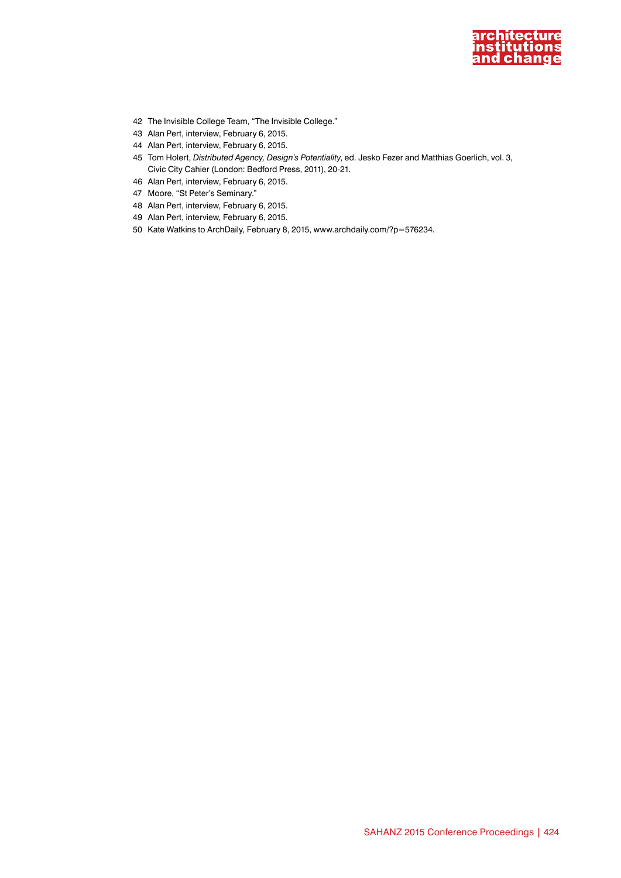42 The Invisible College Team, “The Invisible College.”

43 Alan Pert, interview, February 6, 2015.

44 Alan Pert, interview, February 6, 2015.

45 Tom Holert, *Distributed Agency, Design’s Potentiality*, ed. Jesko Fezer and Matthias Goerlich, vol. 3, Civic City Cahier (London: Bedford Press, 2011), 20-21.

46 Alan Pert, interview, February 6, 2015.

47 Moore, “St Peter’s Seminary.”

48 Alan Pert, interview, February 6, 2015.

49 Alan Pert, interview, February 6, 2015.

50 Kate Watkins to ArchDaily, February 8, 2015, www.archdaily.com/?p=576234.